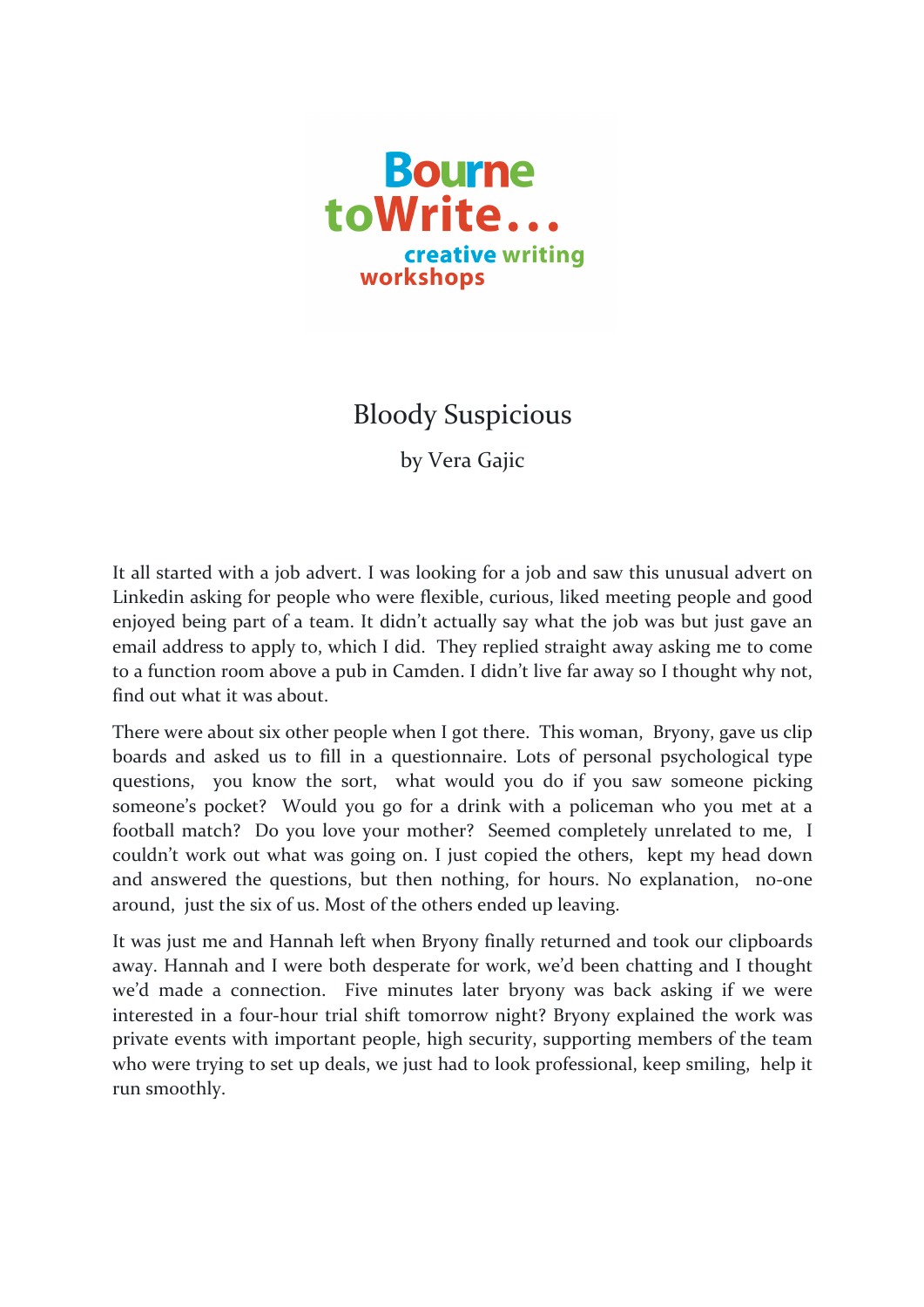Bourne toWrite... creative writing workshops

# Bloody Suspicious

by Vera Gajic

It all started with a job advert. I was looking for a job and saw this unusual advert on Linkedin asking for people who were flexible, curious, liked meeting people and good enjoyed being part of a team. It didn't actually say what the job was but just gave an email address to apply to, which I did. They replied straight away asking me to come to a function room above a pub in Camden. I didn't live far away so I thought why not, find out what it was about.

There were about six other people when I got there. This woman, Bryony, gave us clip boards and asked us to fill in a questionnaire. Lots of personal psychological type questions, you know the sort, what would you do if you saw someone picking someone's pocket? Would you go for a drink with a policeman who you met at a football match? Do you love your mother? Seemed completely unrelated to me, I couldn't work out what was going on. I just copied the others, kept my head down and answered the questions, but then nothing, for hours. No explanation, no-one around, just the six of us. Most of the others ended up leaving.

It was just me and Hannah left when Bryony finally returned and took our clipboards away. Hannah and I were both desperate for work, we'd been chatting and I thought we'd made a connection. Five minutes later bryony was back asking if we were interested in a four-hour trial shift tomorrow night? Bryony explained the work was private events with important people, high security, supporting members of the team who were trying to set up deals, we just had to look professional, keep smiling, help it run smoothly.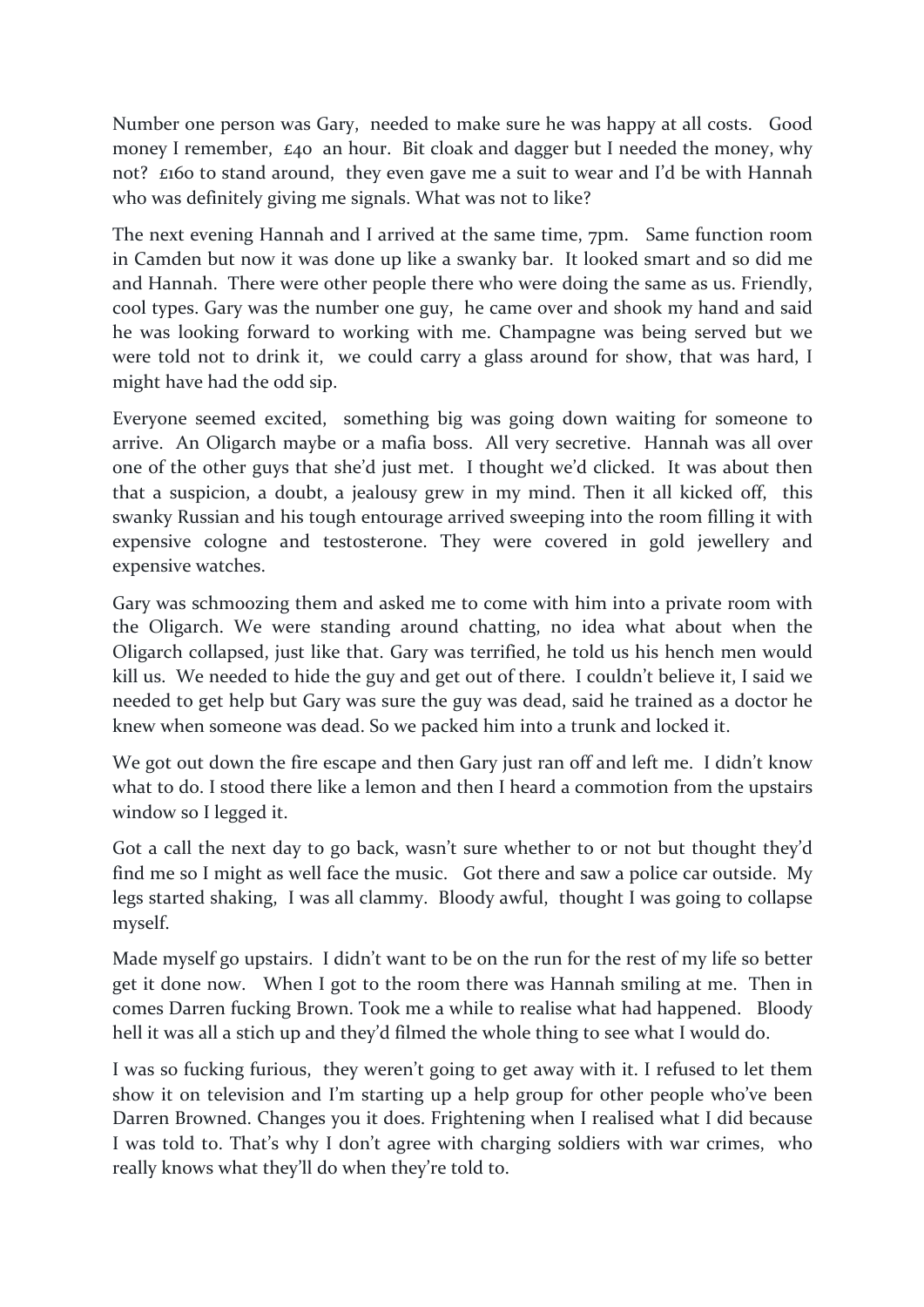Number one person was Gary, needed to make sure he was happy at all costs. Good money I remember, £40 an hour. Bit cloak and dagger but I needed the money, why not? £160 to stand around, they even gave me a suit to wear and I'd be with Hannah who was definitely giving me signals. What was not to like?

The next evening Hannah and I arrived at the same time, 7pm. Same function room in Camden but now it was done up like a swanky bar. It looked smart and so did me and Hannah. There were other people there who were doing the same as us. Friendly, cool types. Gary was the number one guy, he came over and shook my hand and said he was looking forward to working with me. Champagne was being served but we were told not to drink it, we could carry a glass around for show, that was hard, I might have had the odd sip.

Everyone seemed excited, something big was going down waiting for someone to arrive. An Oligarch maybe or a mafia boss. All very secretive. Hannah was all over one of the other guys that she'd just met. I thought we'd clicked. It was about then that a suspicion, a doubt, a jealousy grew in my mind. Then it all kicked off, this swanky Russian and his tough entourage arrived sweeping into the room filling it with expensive cologne and testosterone. They were covered in gold jewellery and expensive watches.

Gary was schmoozing them and asked me to come with him into a private room with the Oligarch. We were standing around chatting, no idea what about when the Oligarch collapsed, just like that. Gary was terrified, he told us his hench men would kill us. We needed to hide the guy and get out of there. I couldn't believe it, I said we needed to get help but Gary was sure the guy was dead, said he trained as a doctor he knew when someone was dead. So we packed him into a trunk and locked it.

We got out down the fire escape and then Gary just ran off and left me. I didn't know what to do. I stood there like a lemon and then I heard a commotion from the upstairs window so I legged it.

Got a call the next day to go back, wasn't sure whether to or not but thought they'd find me so I might as well face the music. Got there and saw a police car outside. My legs started shaking, I was all clammy. Bloody awful, thought I was going to collapse myself.

Made myself go upstairs. I didn't want to be on the run for the rest of my life so better get it done now. When I got to the room there was Hannah smiling at me. Then in comes Darren fucking Brown. Took me a while to realise what had happened. Bloody hell it was all a stich up and they'd filmed the whole thing to see what I would do.

I was so fucking furious, they weren't going to get away with it. I refused to let them show it on television and I'm starting up a help group for other people who've been Darren Browned. Changes you it does. Frightening when I realised what I did because I was told to. That's why I don't agree with charging soldiers with war crimes, who really knows what they'll do when they're told to.